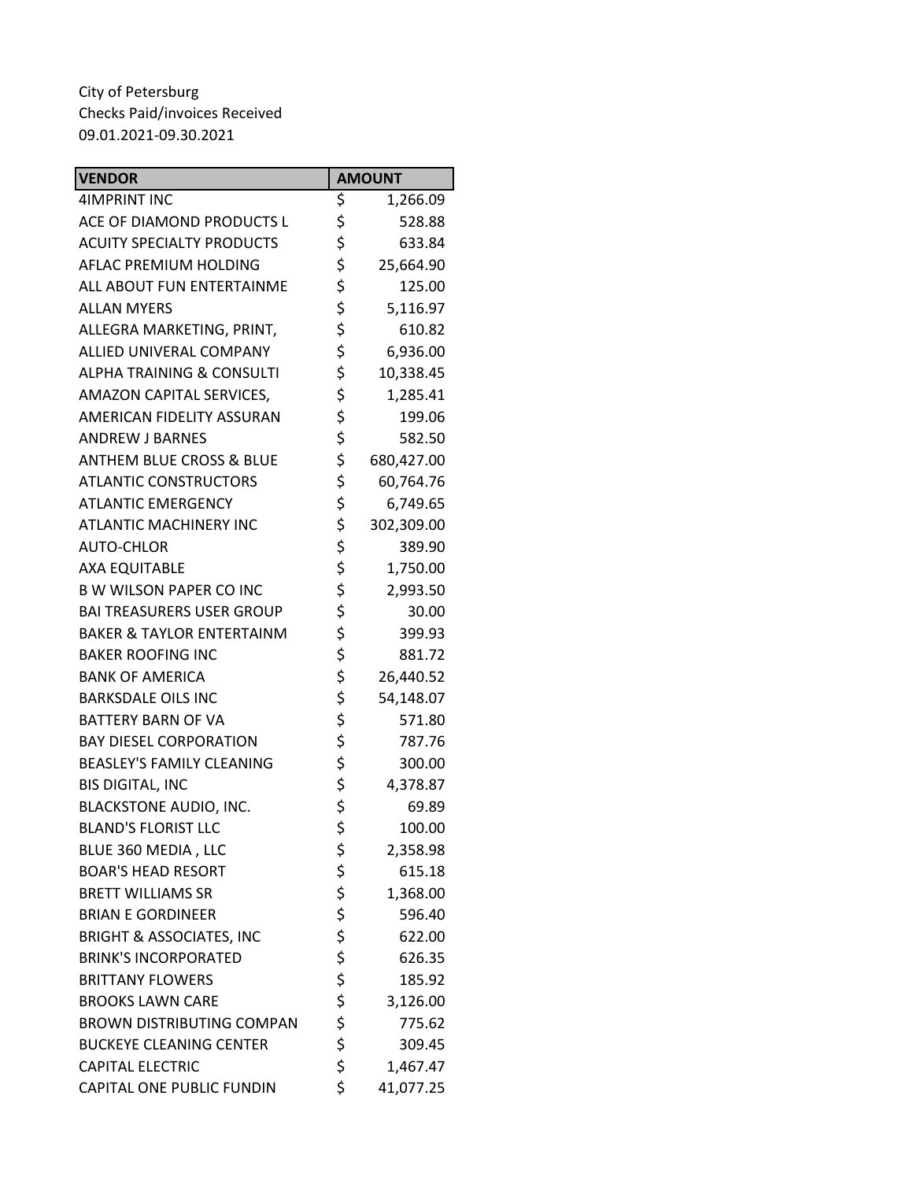City of Petersburg
Checks Paid/invoices Received
09.01.2021-09.30.2021

| VENDOR | AMOUNT |
|---|---|
| 4IMPRINT INC | $ 1,266.09 |
| ACE OF DIAMOND PRODUCTS L | $ 528.88 |
| ACUITY SPECIALTY PRODUCTS | $ 633.84 |
| AFLAC PREMIUM HOLDING | $ 25,664.90 |
| ALL ABOUT FUN ENTERTAINME | $ 125.00 |
| ALLAN MYERS | $ 5,116.97 |
| ALLEGRA MARKETING, PRINT, | $ 610.82 |
| ALLIED UNIVERAL COMPANY | $ 6,936.00 |
| ALPHA TRAINING & CONSULTI | $ 10,338.45 |
| AMAZON CAPITAL SERVICES, | $ 1,285.41 |
| AMERICAN FIDELITY ASSURAN | $ 199.06 |
| ANDREW J BARNES | $ 582.50 |
| ANTHEM BLUE CROSS & BLUE | $ 680,427.00 |
| ATLANTIC CONSTRUCTORS | $ 60,764.76 |
| ATLANTIC EMERGENCY | $ 6,749.65 |
| ATLANTIC MACHINERY INC | $ 302,309.00 |
| AUTO-CHLOR | $ 389.90 |
| AXA EQUITABLE | $ 1,750.00 |
| B W WILSON PAPER CO INC | $ 2,993.50 |
| BAI TREASURERS USER GROUP | $ 30.00 |
| BAKER & TAYLOR ENTERTAINM | $ 399.93 |
| BAKER ROOFING INC | $ 881.72 |
| BANK OF AMERICA | $ 26,440.52 |
| BARKSDALE OILS INC | $ 54,148.07 |
| BATTERY BARN OF VA | $ 571.80 |
| BAY DIESEL CORPORATION | $ 787.76 |
| BEASLEY'S FAMILY CLEANING | $ 300.00 |
| BIS DIGITAL, INC | $ 4,378.87 |
| BLACKSTONE AUDIO, INC. | $ 69.89 |
| BLAND'S FLORIST LLC | $ 100.00 |
| BLUE 360 MEDIA , LLC | $ 2,358.98 |
| BOAR'S HEAD RESORT | $ 615.18 |
| BRETT WILLIAMS SR | $ 1,368.00 |
| BRIAN E GORDINEER | $ 596.40 |
| BRIGHT & ASSOCIATES, INC | $ 622.00 |
| BRINK'S INCORPORATED | $ 626.35 |
| BRITTANY FLOWERS | $ 185.92 |
| BROOKS LAWN CARE | $ 3,126.00 |
| BROWN DISTRIBUTING COMPAN | $ 775.62 |
| BUCKEYE CLEANING CENTER | $ 309.45 |
| CAPITAL ELECTRIC | $ 1,467.47 |
| CAPITAL ONE PUBLIC FUNDIN | $ 41,077.25 |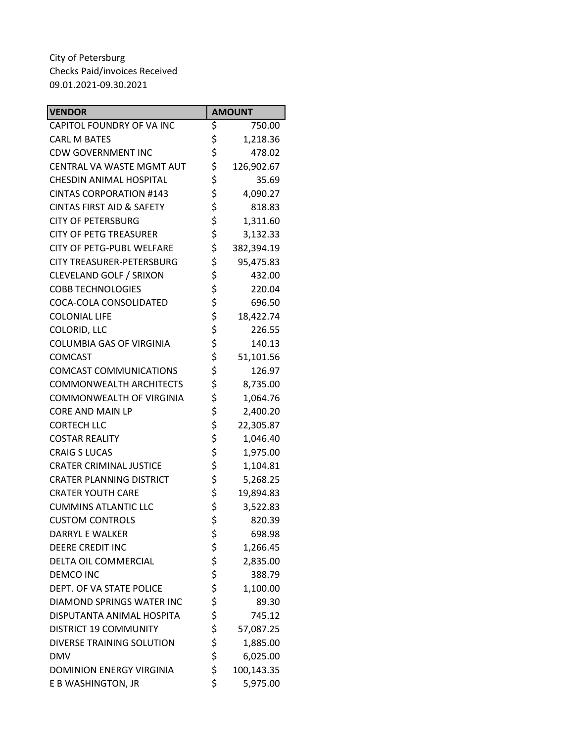City of Petersburg
Checks Paid/invoices Received
09.01.2021-09.30.2021

| VENDOR | AMOUNT |
|---|---|
| CAPITOL FOUNDRY OF VA INC | $ 750.00 |
| CARL M BATES | $ 1,218.36 |
| CDW GOVERNMENT INC | $ 478.02 |
| CENTRAL VA WASTE MGMT AUT | $ 126,902.67 |
| CHESDIN ANIMAL HOSPITAL | $ 35.69 |
| CINTAS CORPORATION #143 | $ 4,090.27 |
| CINTAS FIRST AID & SAFETY | $ 818.83 |
| CITY OF PETERSBURG | $ 1,311.60 |
| CITY OF PETG TREASURER | $ 3,132.33 |
| CITY OF PETG-PUBL WELFARE | $ 382,394.19 |
| CITY TREASURER-PETERSBURG | $ 95,475.83 |
| CLEVELAND GOLF / SRIXON | $ 432.00 |
| COBB TECHNOLOGIES | $ 220.04 |
| COCA-COLA CONSOLIDATED | $ 696.50 |
| COLONIAL LIFE | $ 18,422.74 |
| COLORID, LLC | $ 226.55 |
| COLUMBIA GAS OF VIRGINIA | $ 140.13 |
| COMCAST | $ 51,101.56 |
| COMCAST COMMUNICATIONS | $ 126.97 |
| COMMONWEALTH ARCHITECTS | $ 8,735.00 |
| COMMONWEALTH OF VIRGINIA | $ 1,064.76 |
| CORE AND MAIN LP | $ 2,400.20 |
| CORTECH LLC | $ 22,305.87 |
| COSTAR REALITY | $ 1,046.40 |
| CRAIG S LUCAS | $ 1,975.00 |
| CRATER CRIMINAL JUSTICE | $ 1,104.81 |
| CRATER PLANNING DISTRICT | $ 5,268.25 |
| CRATER YOUTH CARE | $ 19,894.83 |
| CUMMINS ATLANTIC LLC | $ 3,522.83 |
| CUSTOM CONTROLS | $ 820.39 |
| DARRYL E WALKER | $ 698.98 |
| DEERE CREDIT INC | $ 1,266.45 |
| DELTA OIL COMMERCIAL | $ 2,835.00 |
| DEMCO INC | $ 388.79 |
| DEPT. OF VA STATE POLICE | $ 1,100.00 |
| DIAMOND SPRINGS WATER INC | $ 89.30 |
| DISPUTANTA ANIMAL HOSPITA | $ 745.12 |
| DISTRICT 19 COMMUNITY | $ 57,087.25 |
| DIVERSE TRAINING SOLUTION | $ 1,885.00 |
| DMV | $ 6,025.00 |
| DOMINION ENERGY VIRGINIA | $ 100,143.35 |
| E B WASHINGTON, JR | $ 5,975.00 |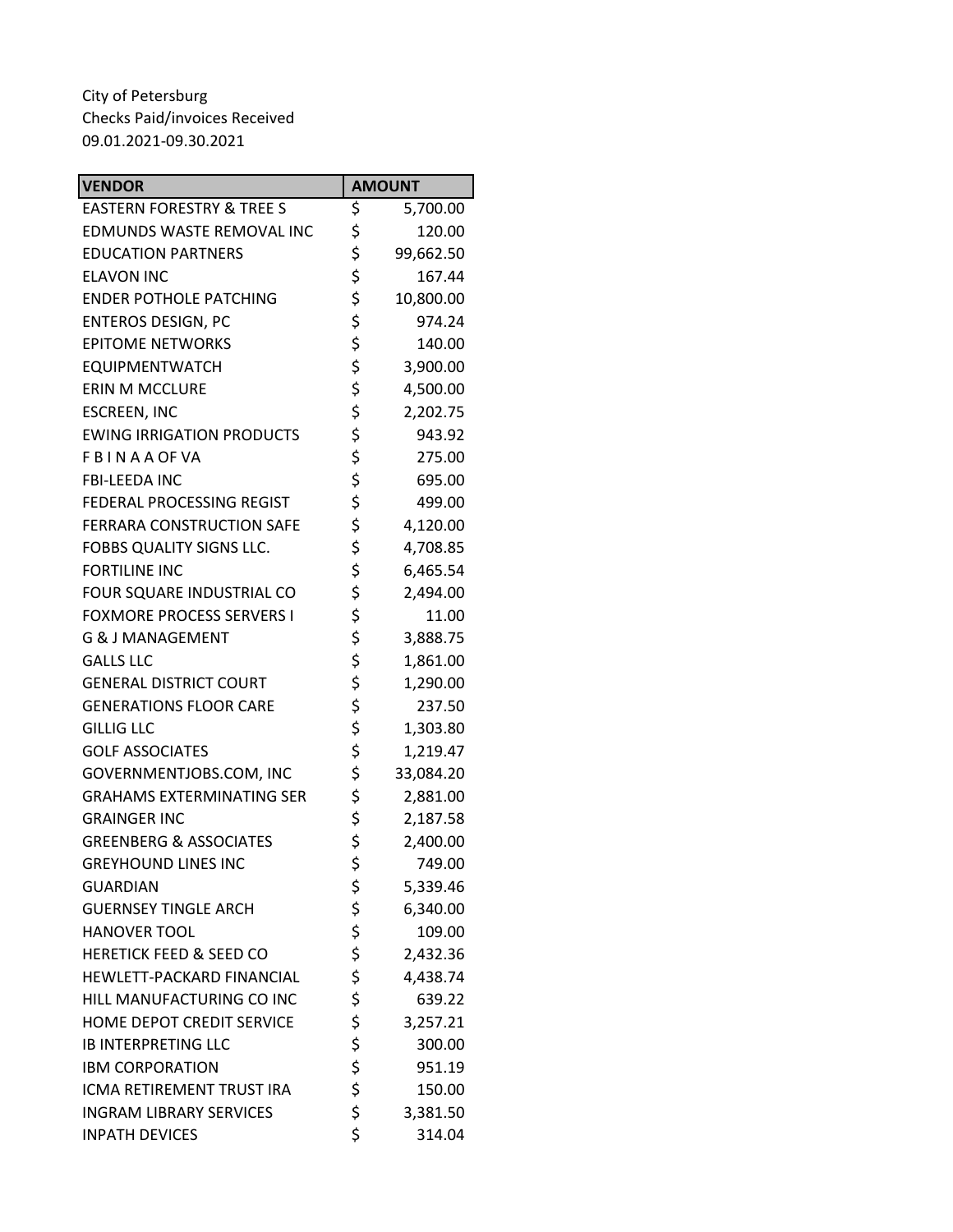City of Petersburg
Checks Paid/invoices Received
09.01.2021-09.30.2021

| VENDOR | AMOUNT |
| --- | --- |
| EASTERN FORESTRY & TREE S | $ 5,700.00 |
| EDMUNDS WASTE REMOVAL INC | $ 120.00 |
| EDUCATION PARTNERS | $ 99,662.50 |
| ELAVON INC | $ 167.44 |
| ENDER POTHOLE PATCHING | $ 10,800.00 |
| ENTEROS DESIGN, PC | $ 974.24 |
| EPITOME NETWORKS | $ 140.00 |
| EQUIPMENTWATCH | $ 3,900.00 |
| ERIN M MCCLURE | $ 4,500.00 |
| ESCREEN, INC | $ 2,202.75 |
| EWING IRRIGATION PRODUCTS | $ 943.92 |
| F B I N A A OF VA | $ 275.00 |
| FBI-LEEDA INC | $ 695.00 |
| FEDERAL PROCESSING REGIST | $ 499.00 |
| FERRARA CONSTRUCTION SAFE | $ 4,120.00 |
| FOBBS QUALITY SIGNS LLC. | $ 4,708.85 |
| FORTILINE INC | $ 6,465.54 |
| FOUR SQUARE INDUSTRIAL CO | $ 2,494.00 |
| FOXMORE PROCESS SERVERS I | $ 11.00 |
| G & J MANAGEMENT | $ 3,888.75 |
| GALLS LLC | $ 1,861.00 |
| GENERAL DISTRICT COURT | $ 1,290.00 |
| GENERATIONS FLOOR CARE | $ 237.50 |
| GILLIG LLC | $ 1,303.80 |
| GOLF ASSOCIATES | $ 1,219.47 |
| GOVERNMENTJOBS.COM, INC | $ 33,084.20 |
| GRAHAMS EXTERMINATING SER | $ 2,881.00 |
| GRAINGER INC | $ 2,187.58 |
| GREENBERG & ASSOCIATES | $ 2,400.00 |
| GREYHOUND LINES INC | $ 749.00 |
| GUARDIAN | $ 5,339.46 |
| GUERNSEY TINGLE ARCH | $ 6,340.00 |
| HANOVER TOOL | $ 109.00 |
| HERETICK FEED & SEED CO | $ 2,432.36 |
| HEWLETT-PACKARD FINANCIAL | $ 4,438.74 |
| HILL MANUFACTURING CO INC | $ 639.22 |
| HOME DEPOT CREDIT SERVICE | $ 3,257.21 |
| IB INTERPRETING LLC | $ 300.00 |
| IBM CORPORATION | $ 951.19 |
| ICMA RETIREMENT TRUST IRA | $ 150.00 |
| INGRAM LIBRARY SERVICES | $ 3,381.50 |
| INPATH DEVICES | $ 314.04 |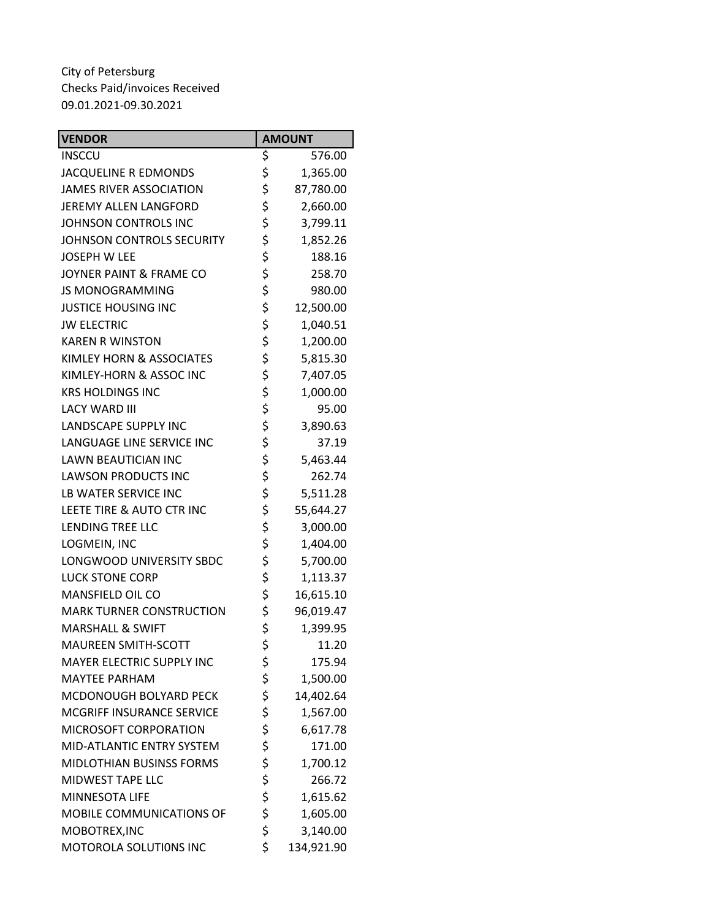City of Petersburg
Checks Paid/invoices Received
09.01.2021-09.30.2021

| VENDOR | AMOUNT |
| --- | --- |
| INSCCU | $ 576.00 |
| JACQUELINE R EDMONDS | $ 1,365.00 |
| JAMES RIVER ASSOCIATION | $ 87,780.00 |
| JEREMY ALLEN LANGFORD | $ 2,660.00 |
| JOHNSON CONTROLS INC | $ 3,799.11 |
| JOHNSON CONTROLS SECURITY | $ 1,852.26 |
| JOSEPH W LEE | $ 188.16 |
| JOYNER PAINT & FRAME CO | $ 258.70 |
| JS MONOGRAMMING | $ 980.00 |
| JUSTICE HOUSING INC | $ 12,500.00 |
| JW ELECTRIC | $ 1,040.51 |
| KAREN R WINSTON | $ 1,200.00 |
| KIMLEY HORN & ASSOCIATES | $ 5,815.30 |
| KIMLEY-HORN & ASSOC INC | $ 7,407.05 |
| KRS HOLDINGS INC | $ 1,000.00 |
| LACY WARD III | $ 95.00 |
| LANDSCAPE SUPPLY INC | $ 3,890.63 |
| LANGUAGE LINE SERVICE INC | $ 37.19 |
| LAWN BEAUTICIAN INC | $ 5,463.44 |
| LAWSON PRODUCTS INC | $ 262.74 |
| LB WATER SERVICE INC | $ 5,511.28 |
| LEETE TIRE & AUTO CTR INC | $ 55,644.27 |
| LENDING TREE LLC | $ 3,000.00 |
| LOGMEIN, INC | $ 1,404.00 |
| LONGWOOD UNIVERSITY SBDC | $ 5,700.00 |
| LUCK STONE CORP | $ 1,113.37 |
| MANSFIELD OIL CO | $ 16,615.10 |
| MARK TURNER CONSTRUCTION | $ 96,019.47 |
| MARSHALL & SWIFT | $ 1,399.95 |
| MAUREEN SMITH-SCOTT | $ 11.20 |
| MAYER ELECTRIC SUPPLY INC | $ 175.94 |
| MAYTEE PARHAM | $ 1,500.00 |
| MCDONOUGH BOLYARD PECK | $ 14,402.64 |
| MCGRIFF INSURANCE SERVICE | $ 1,567.00 |
| MICROSOFT CORPORATION | $ 6,617.78 |
| MID-ATLANTIC ENTRY SYSTEM | $ 171.00 |
| MIDLOTHIAN BUSINSS FORMS | $ 1,700.12 |
| MIDWEST TAPE LLC | $ 266.72 |
| MINNESOTA LIFE | $ 1,615.62 |
| MOBILE COMMUNICATIONS OF | $ 1,605.00 |
| MOBOTREX,INC | $ 3,140.00 |
| MOTOROLA SOLUTI0NS INC | $ 134,921.90 |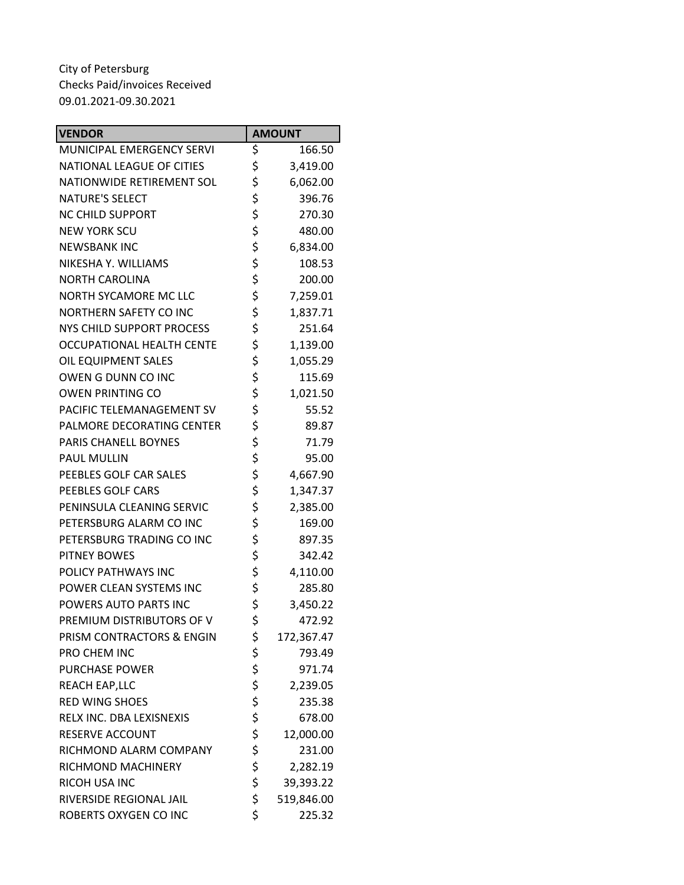City of Petersburg
Checks Paid/invoices Received
09.01.2021-09.30.2021

| VENDOR | AMOUNT |
|---|---|
| MUNICIPAL EMERGENCY SERVI | $ 166.50 |
| NATIONAL LEAGUE OF CITIES | $ 3,419.00 |
| NATIONWIDE RETIREMENT SOL | $ 6,062.00 |
| NATURE'S SELECT | $ 396.76 |
| NC CHILD SUPPORT | $ 270.30 |
| NEW YORK SCU | $ 480.00 |
| NEWSBANK INC | $ 6,834.00 |
| NIKESHA Y. WILLIAMS | $ 108.53 |
| NORTH CAROLINA | $ 200.00 |
| NORTH SYCAMORE MC LLC | $ 7,259.01 |
| NORTHERN SAFETY CO INC | $ 1,837.71 |
| NYS CHILD SUPPORT PROCESS | $ 251.64 |
| OCCUPATIONAL HEALTH CENTE | $ 1,139.00 |
| OIL EQUIPMENT SALES | $ 1,055.29 |
| OWEN G DUNN CO INC | $ 115.69 |
| OWEN PRINTING CO | $ 1,021.50 |
| PACIFIC TELEMANAGEMENT SV | $ 55.52 |
| PALMORE DECORATING CENTER | $ 89.87 |
| PARIS CHANELL BOYNES | $ 71.79 |
| PAUL MULLIN | $ 95.00 |
| PEEBLES GOLF CAR SALES | $ 4,667.90 |
| PEEBLES GOLF CARS | $ 1,347.37 |
| PENINSULA CLEANING SERVIC | $ 2,385.00 |
| PETERSBURG ALARM CO INC | $ 169.00 |
| PETERSBURG TRADING CO INC | $ 897.35 |
| PITNEY BOWES | $ 342.42 |
| POLICY PATHWAYS INC | $ 4,110.00 |
| POWER CLEAN SYSTEMS INC | $ 285.80 |
| POWERS AUTO PARTS INC | $ 3,450.22 |
| PREMIUM DISTRIBUTORS OF V | $ 472.92 |
| PRISM CONTRACTORS & ENGIN | $ 172,367.47 |
| PRO CHEM INC | $ 793.49 |
| PURCHASE POWER | $ 971.74 |
| REACH EAP,LLC | $ 2,239.05 |
| RED WING SHOES | $ 235.38 |
| RELX INC. DBA LEXISNEXIS | $ 678.00 |
| RESERVE ACCOUNT | $ 12,000.00 |
| RICHMOND ALARM COMPANY | $ 231.00 |
| RICHMOND MACHINERY | $ 2,282.19 |
| RICOH USA INC | $ 39,393.22 |
| RIVERSIDE REGIONAL JAIL | $ 519,846.00 |
| ROBERTS OXYGEN CO INC | $ 225.32 |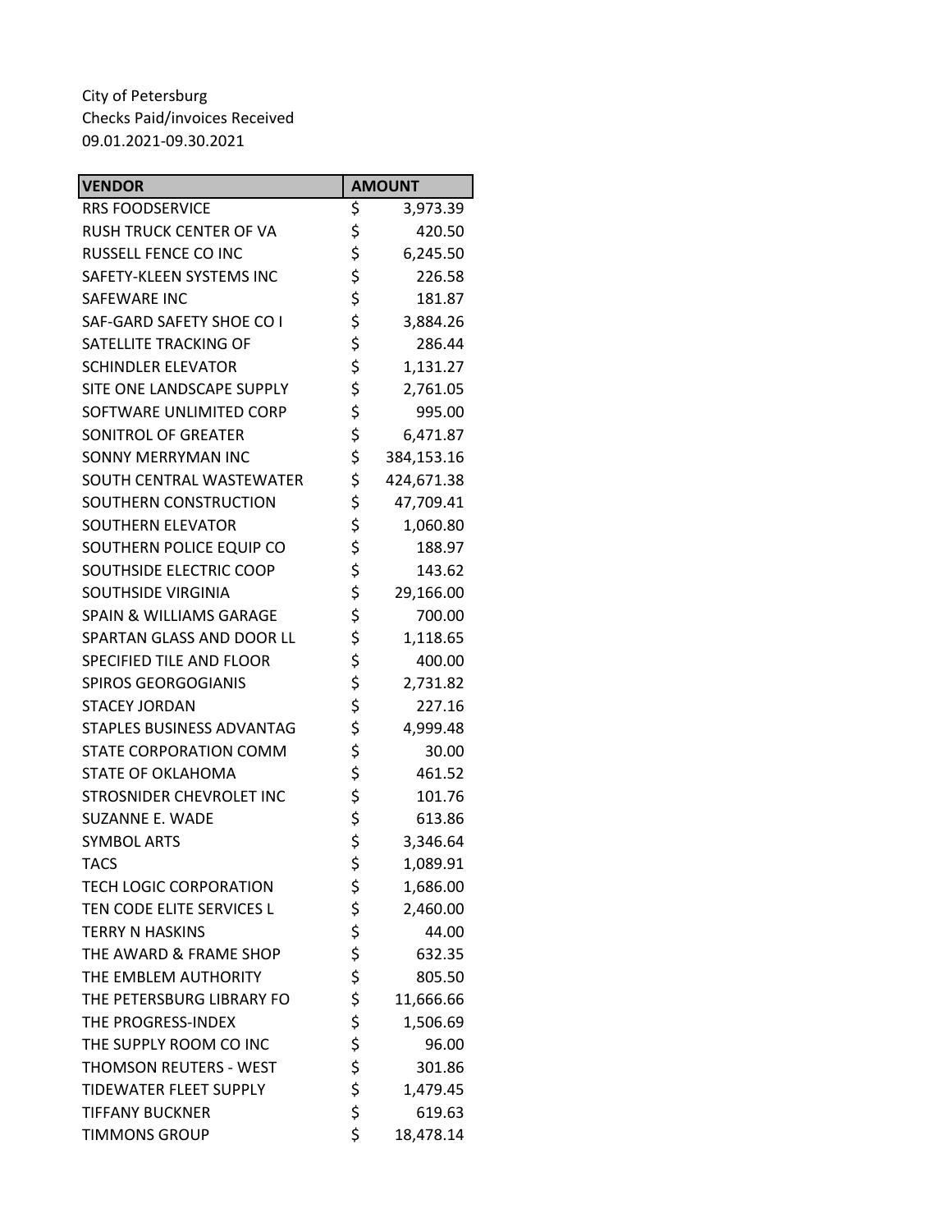City of Petersburg
Checks Paid/invoices Received
09.01.2021-09.30.2021

| VENDOR | AMOUNT |
|---|---|
| RRS FOODSERVICE | $ 3,973.39 |
| RUSH TRUCK CENTER OF VA | $ 420.50 |
| RUSSELL FENCE CO INC | $ 6,245.50 |
| SAFETY-KLEEN SYSTEMS INC | $ 226.58 |
| SAFEWARE INC | $ 181.87 |
| SAF-GARD SAFETY SHOE CO I | $ 3,884.26 |
| SATELLITE TRACKING OF | $ 286.44 |
| SCHINDLER ELEVATOR | $ 1,131.27 |
| SITE ONE LANDSCAPE SUPPLY | $ 2,761.05 |
| SOFTWARE UNLIMITED CORP | $ 995.00 |
| SONITROL OF GREATER | $ 6,471.87 |
| SONNY MERRYMAN INC | $ 384,153.16 |
| SOUTH CENTRAL WASTEWATER | $ 424,671.38 |
| SOUTHERN CONSTRUCTION | $ 47,709.41 |
| SOUTHERN ELEVATOR | $ 1,060.80 |
| SOUTHERN POLICE EQUIP CO | $ 188.97 |
| SOUTHSIDE ELECTRIC COOP | $ 143.62 |
| SOUTHSIDE VIRGINIA | $ 29,166.00 |
| SPAIN & WILLIAMS GARAGE | $ 700.00 |
| SPARTAN GLASS AND DOOR LL | $ 1,118.65 |
| SPECIFIED TILE AND FLOOR | $ 400.00 |
| SPIROS GEORGOGIANIS | $ 2,731.82 |
| STACEY JORDAN | $ 227.16 |
| STAPLES BUSINESS ADVANTAG | $ 4,999.48 |
| STATE CORPORATION COMM | $ 30.00 |
| STATE OF OKLAHOMA | $ 461.52 |
| STROSNIDER CHEVROLET INC | $ 101.76 |
| SUZANNE E. WADE | $ 613.86 |
| SYMBOL ARTS | $ 3,346.64 |
| TACS | $ 1,089.91 |
| TECH LOGIC CORPORATION | $ 1,686.00 |
| TEN CODE ELITE SERVICES L | $ 2,460.00 |
| TERRY N HASKINS | $ 44.00 |
| THE AWARD & FRAME SHOP | $ 632.35 |
| THE EMBLEM AUTHORITY | $ 805.50 |
| THE PETERSBURG LIBRARY FO | $ 11,666.66 |
| THE PROGRESS-INDEX | $ 1,506.69 |
| THE SUPPLY ROOM CO INC | $ 96.00 |
| THOMSON REUTERS - WEST | $ 301.86 |
| TIDEWATER FLEET SUPPLY | $ 1,479.45 |
| TIFFANY BUCKNER | $ 619.63 |
| TIMMONS GROUP | $ 18,478.14 |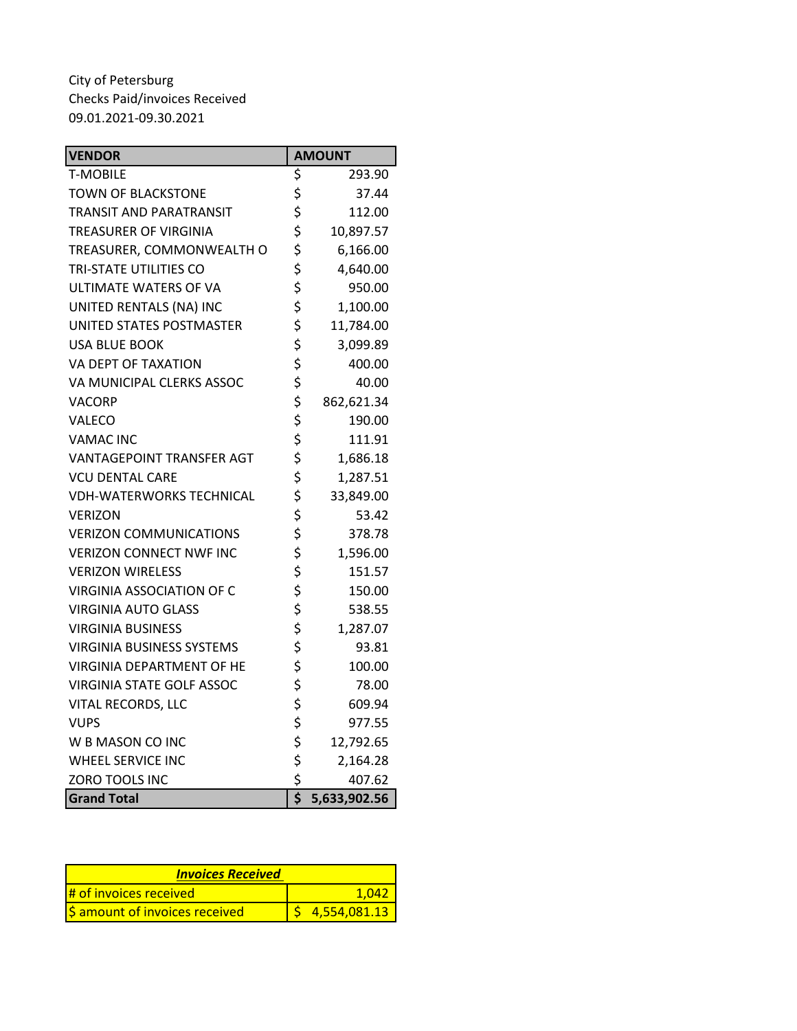City of Petersburg
Checks Paid/invoices Received
09.01.2021-09.30.2021

| VENDOR | AMOUNT |
|---|---|
| T-MOBILE | $ 293.90 |
| TOWN OF BLACKSTONE | $ 37.44 |
| TRANSIT AND PARATRANSIT | $ 112.00 |
| TREASURER OF VIRGINIA | $ 10,897.57 |
| TREASURER, COMMONWEALTH O | $ 6,166.00 |
| TRI-STATE UTILITIES CO | $ 4,640.00 |
| ULTIMATE WATERS OF VA | $ 950.00 |
| UNITED RENTALS (NA) INC | $ 1,100.00 |
| UNITED STATES POSTMASTER | $ 11,784.00 |
| USA BLUE BOOK | $ 3,099.89 |
| VA DEPT OF TAXATION | $ 400.00 |
| VA MUNICIPAL CLERKS ASSOC | $ 40.00 |
| VACORP | $ 862,621.34 |
| VALECO | $ 190.00 |
| VAMAC INC | $ 111.91 |
| VANTAGEPOINT TRANSFER AGT | $ 1,686.18 |
| VCU DENTAL CARE | $ 1,287.51 |
| VDH-WATERWORKS TECHNICAL | $ 33,849.00 |
| VERIZON | $ 53.42 |
| VERIZON COMMUNICATIONS | $ 378.78 |
| VERIZON CONNECT NWF INC | $ 1,596.00 |
| VERIZON WIRELESS | $ 151.57 |
| VIRGINIA ASSOCIATION OF C | $ 150.00 |
| VIRGINIA AUTO GLASS | $ 538.55 |
| VIRGINIA BUSINESS | $ 1,287.07 |
| VIRGINIA BUSINESS SYSTEMS | $ 93.81 |
| VIRGINIA DEPARTMENT OF HE | $ 100.00 |
| VIRGINIA STATE GOLF ASSOC | $ 78.00 |
| VITAL RECORDS, LLC | $ 609.94 |
| VUPS | $ 977.55 |
| W B MASON CO INC | $ 12,792.65 |
| WHEEL SERVICE INC | $ 2,164.28 |
| ZORO TOOLS INC | $ 407.62 |
| **Grand Total** | **$ 5,633,902.56** |

| ***Invoices Received*** | |
|---|---|
| # of invoices received | 1,042 |
| $ amount of invoices received | $ 4,554,081.13 |